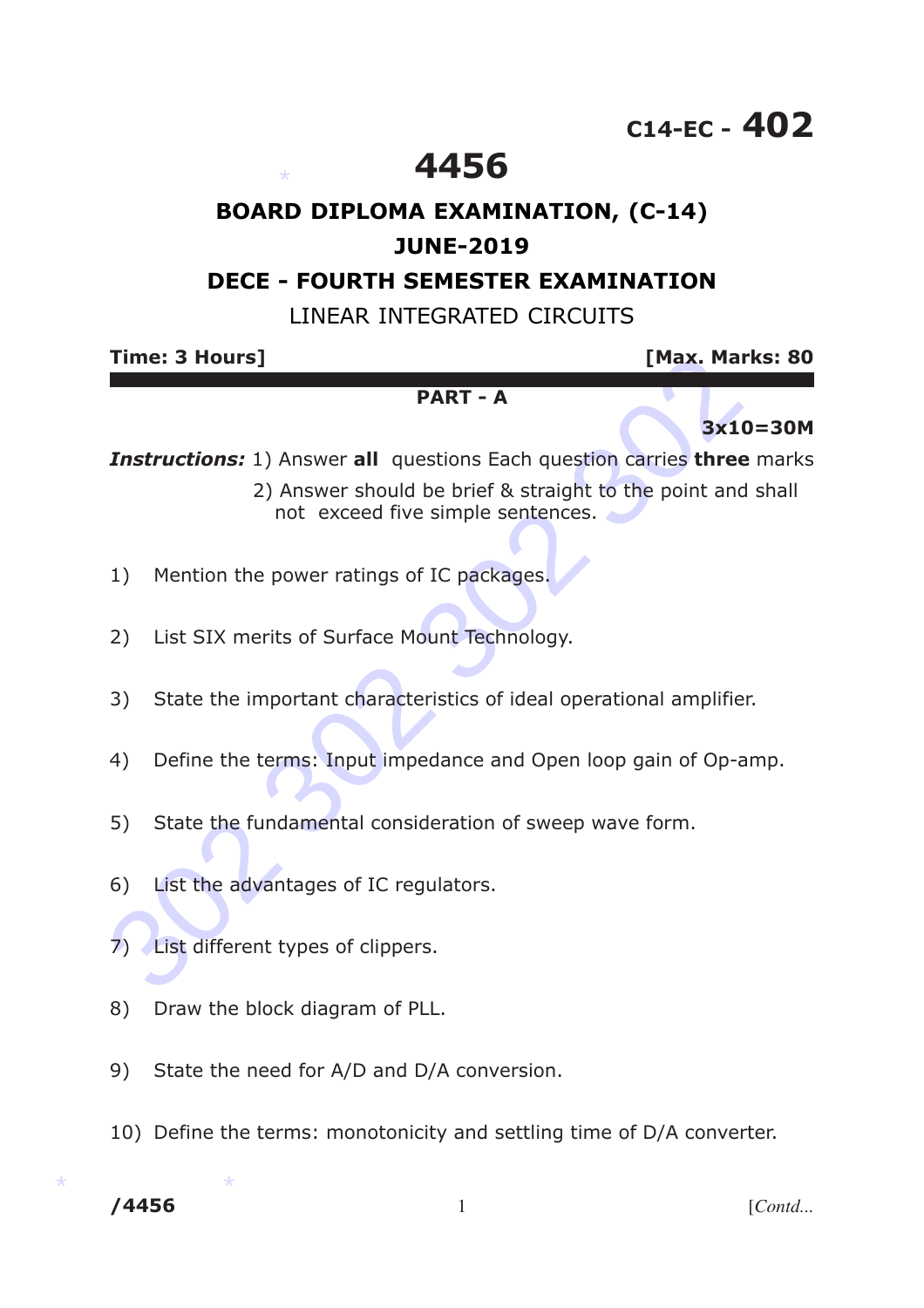C14-EC - **402**

# 4456

## BOARD DIPLOMA EXAMINATION, (C-14)

## JUNE-2019

## DECE - FOURTH SEMESTER EXAMINATION

LINEAR INTEGRATED CIRCUITS

**Time: 3 Hours]** **[Max. Marks: 80**

### PART - A

**3x10=30M**

***Instructions:*** 1) Answer **all** questions Each question carries **three** marks

2) Answer should be brief & straight to the point and shall not exceed five simple sentences.

1) Mention the power ratings of IC packages.

2) List SIX merits of Surface Mount Technology.

3) State the important characteristics of ideal operational amplifier.

4) Define the terms: Input impedance and Open loop gain of Op-amp.

5) State the fundamental consideration of sweep wave form.

6) List the advantages of IC regulators.

7) List different types of clippers.

8) Draw the block diagram of PLL.

9) State the need for A/D and D/A conversion.

10) Define the terms: monotonicity and settling time of D/A converter.

/4456 [Contd...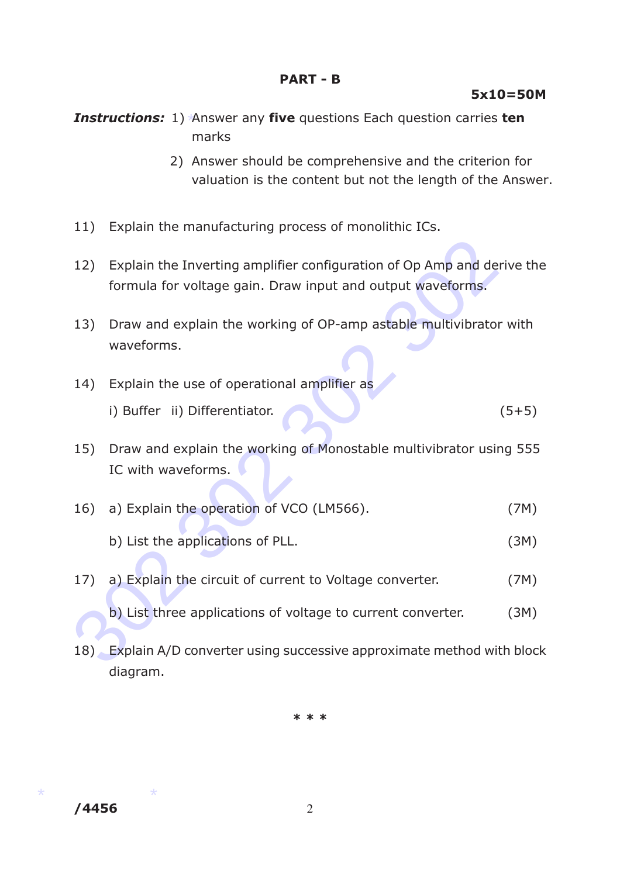## PART - B

**5x10=50M**

***Instructions:*** 1) Answer any **five** questions Each question carries **ten** marks

2) Answer should be comprehensive and the criterion for valuation is the content but not the length of the Answer.

11) Explain the manufacturing process of monolithic ICs.

12) Explain the Inverting amplifier configuration of Op Amp and derive the formula for voltage gain. Draw input and output waveforms.

13) Draw and explain the working of OP-amp astable multivibrator with waveforms.

14) Explain the use of operational amplifier as

i) Buffer ii) Differentiator. (5+5)

15) Draw and explain the working of Monostable multivibrator using 555 IC with waveforms.

16) a) Explain the operation of VCO (LM566). (7M)

b) List the applications of PLL. (3M)

17) a) Explain the circuit of current to Voltage converter. (7M)

b) List three applications of voltage to current converter. (3M)

18) Explain A/D converter using successive approximate method with block diagram.

\* \* \*

/4456